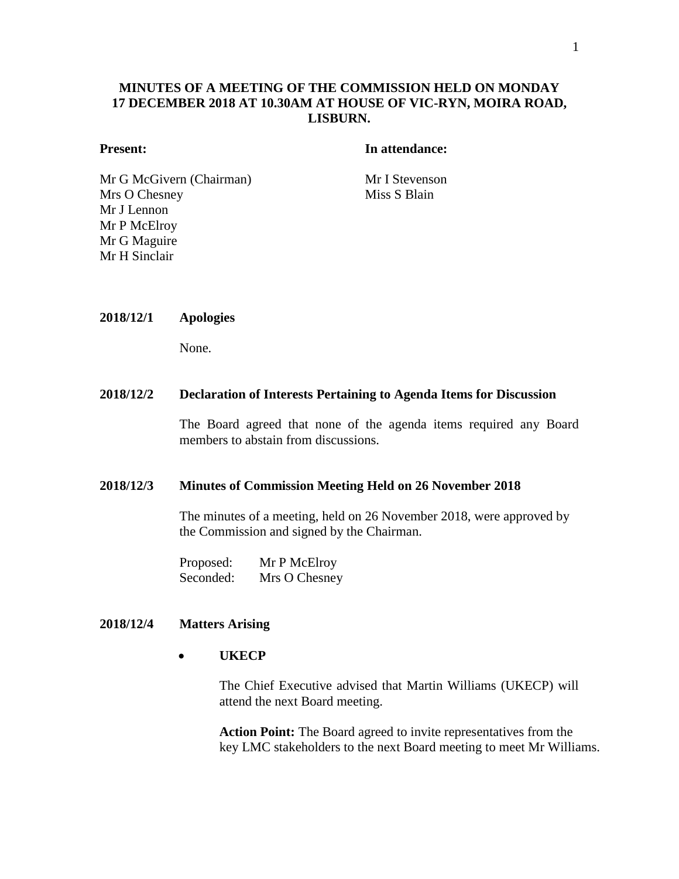# MINUTES OF A MEETING OF THE COMMISSION HELD ON MONDAY 17 DECEMBER 2018 AT 10.30AM AT HOUSE OF VIC-RYN, MOIRA ROAD, LISBURN.

| **Present:** | **In attendance:** |
| --- | --- |
| Mr G McGivern (Chairman) | Mr I Stevenson |
| Mrs O Chesney | Miss S Blain |
| Mr J Lennon | |
| Mr P McElroy | |
| Mr G Maguire | |
| Mr H Sinclair | |

**2018/12/1 Apologies**

None.

**2018/12/2 Declaration of Interests Pertaining to Agenda Items for Discussion**

The Board agreed that none of the agenda items required any Board members to abstain from discussions.

**2018/12/3 Minutes of Commission Meeting Held on 26 November 2018**

The minutes of a meeting, held on 26 November 2018, were approved by the Commission and signed by the Chairman.

Proposed: Mr P McElroy
Seconded: Mrs O Chesney

**2018/12/4 Matters Arising**

- **UKECP**

  The Chief Executive advised that Martin Williams (UKECP) will attend the next Board meeting.

  **Action Point:** The Board agreed to invite representatives from the key LMC stakeholders to the next Board meeting to meet Mr Williams.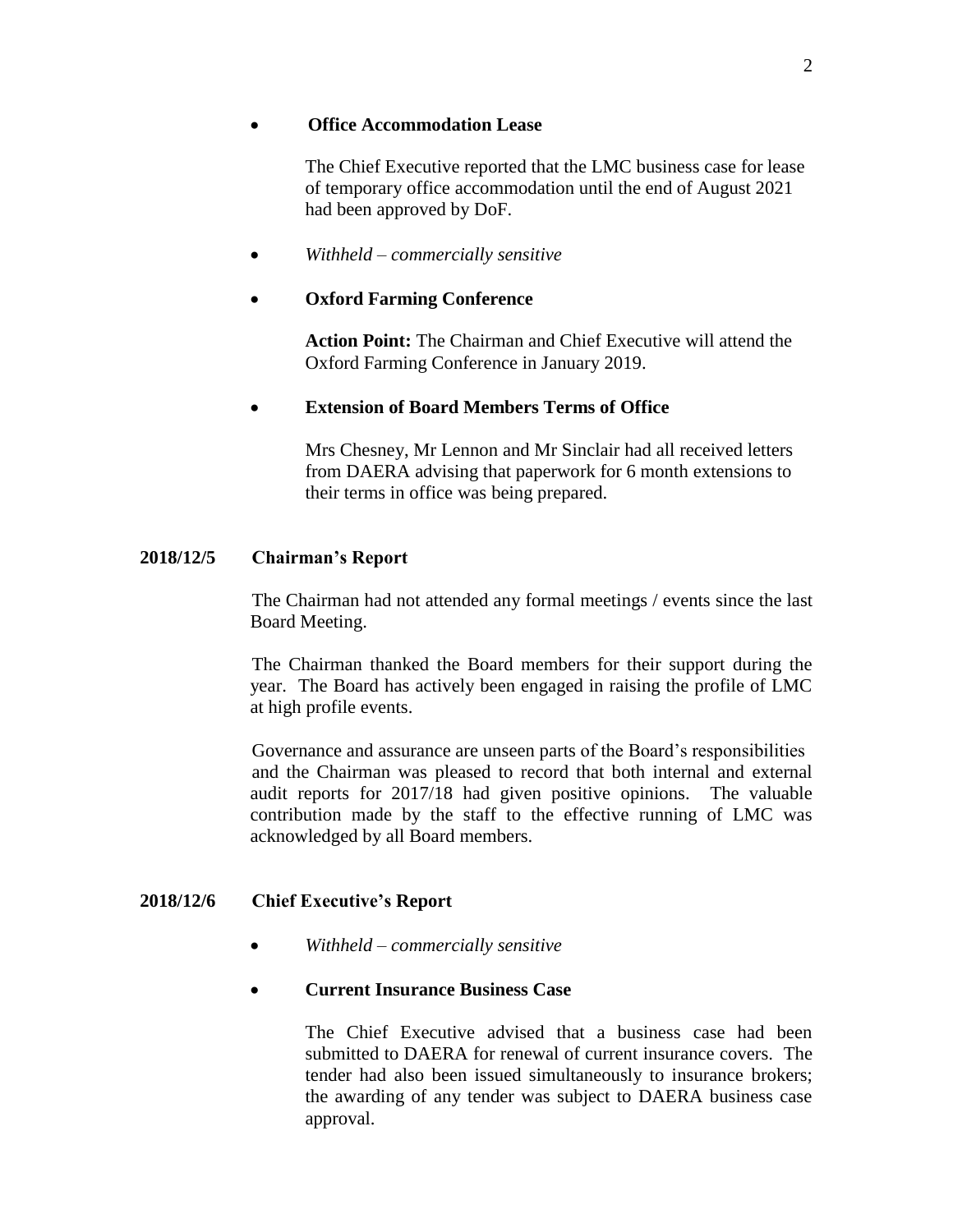- **Office Accommodation Lease**

  The Chief Executive reported that the LMC business case for lease of temporary office accommodation until the end of August 2021 had been approved by DoF.

- *Withheld – commercially sensitive*

- **Oxford Farming Conference**

  **Action Point:** The Chairman and Chief Executive will attend the Oxford Farming Conference in January 2019.

- **Extension of Board Members Terms of Office**

  Mrs Chesney, Mr Lennon and Mr Sinclair had all received letters from DAERA advising that paperwork for 6 month extensions to their terms in office was being prepared.

**2018/12/5 Chairman's Report**

The Chairman had not attended any formal meetings / events since the last Board Meeting.

The Chairman thanked the Board members for their support during the year. The Board has actively been engaged in raising the profile of LMC at high profile events.

Governance and assurance are unseen parts of the Board's responsibilities and the Chairman was pleased to record that both internal and external audit reports for 2017/18 had given positive opinions. The valuable contribution made by the staff to the effective running of LMC was acknowledged by all Board members.

**2018/12/6 Chief Executive's Report**

- *Withheld – commercially sensitive*

- **Current Insurance Business Case**

  The Chief Executive advised that a business case had been submitted to DAERA for renewal of current insurance covers. The tender had also been issued simultaneously to insurance brokers; the awarding of any tender was subject to DAERA business case approval.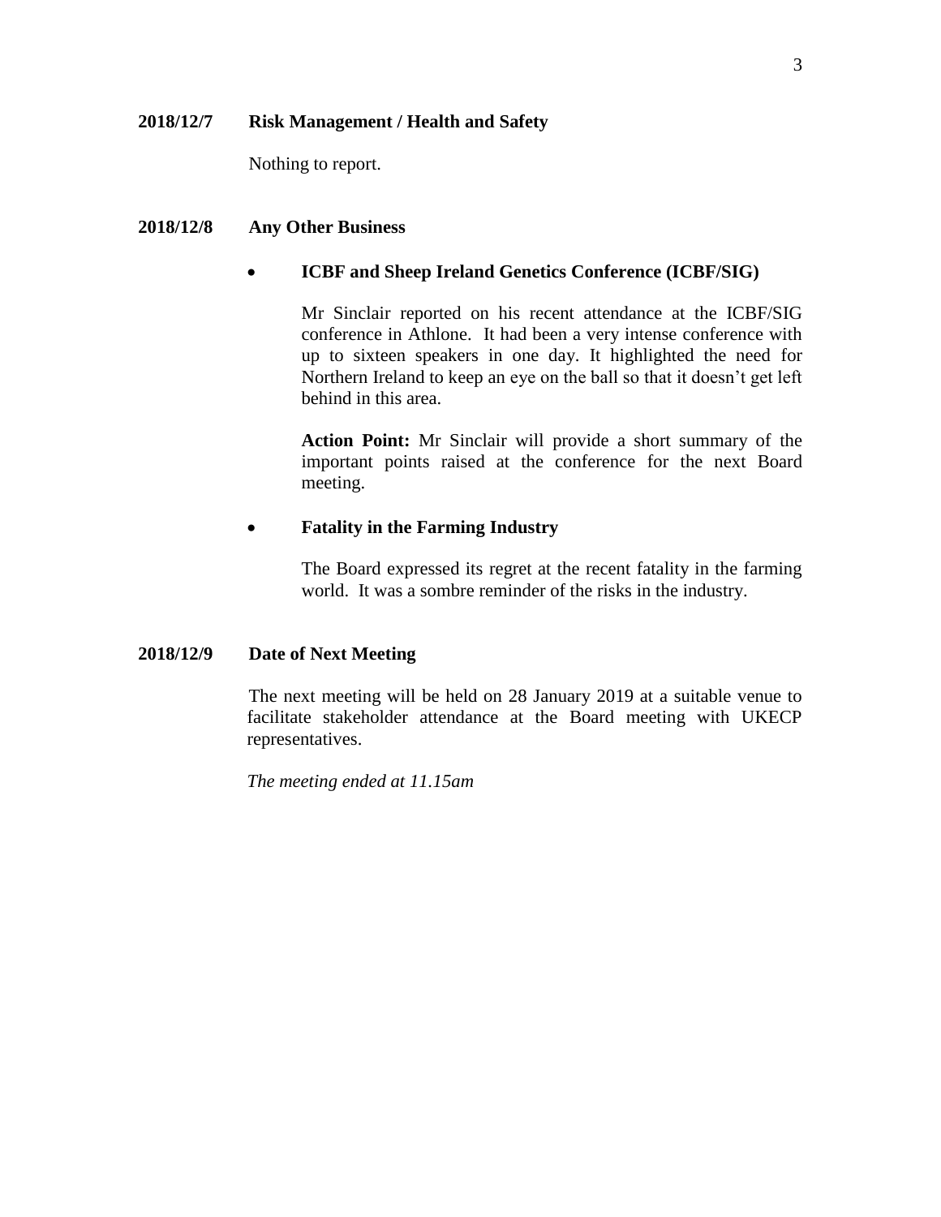**2018/12/7 Risk Management / Health and Safety**

Nothing to report.

**2018/12/8 Any Other Business**

- **ICBF and Sheep Ireland Genetics Conference (ICBF/SIG)**

  Mr Sinclair reported on his recent attendance at the ICBF/SIG conference in Athlone. It had been a very intense conference with up to sixteen speakers in one day. It highlighted the need for Northern Ireland to keep an eye on the ball so that it doesn't get left behind in this area.

  **Action Point:** Mr Sinclair will provide a short summary of the important points raised at the conference for the next Board meeting.

- **Fatality in the Farming Industry**

  The Board expressed its regret at the recent fatality in the farming world. It was a sombre reminder of the risks in the industry.

**2018/12/9 Date of Next Meeting**

The next meeting will be held on 28 January 2019 at a suitable venue to facilitate stakeholder attendance at the Board meeting with UKECP representatives.

*The meeting ended at 11.15am*